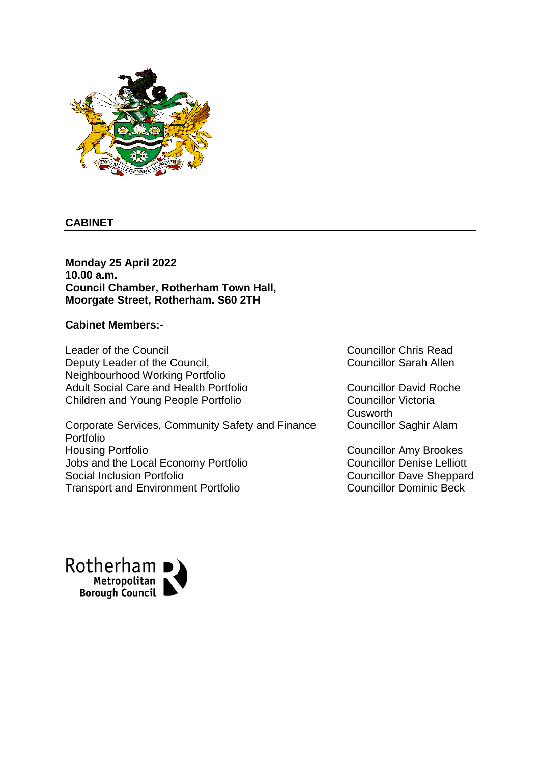# CABINET

**Monday 25 April 2022**
**10.00 a.m.**
**Council Chamber, Rotherham Town Hall,**
**Moorgate Street, Rotherham. S60 2TH**

**Cabinet Members:-**

| Portfolio | Member |
|---|---|
| Leader of the Council | Councillor Chris Read |
| Deputy Leader of the Council, Neighbourhood Working Portfolio | Councillor Sarah Allen |
| Adult Social Care and Health Portfolio | Councillor David Roche |
| Children and Young People Portfolio | Councillor Victoria Cusworth |
| Corporate Services, Community Safety and Finance Portfolio | Councillor Saghir Alam |
| Housing Portfolio | Councillor Amy Brookes |
| Jobs and the Local Economy Portfolio | Councillor Denise Lelliott |
| Social Inclusion Portfolio | Councillor Dave Sheppard |
| Transport and Environment Portfolio | Councillor Dominic Beck |

Rotherham Metropolitan Borough Council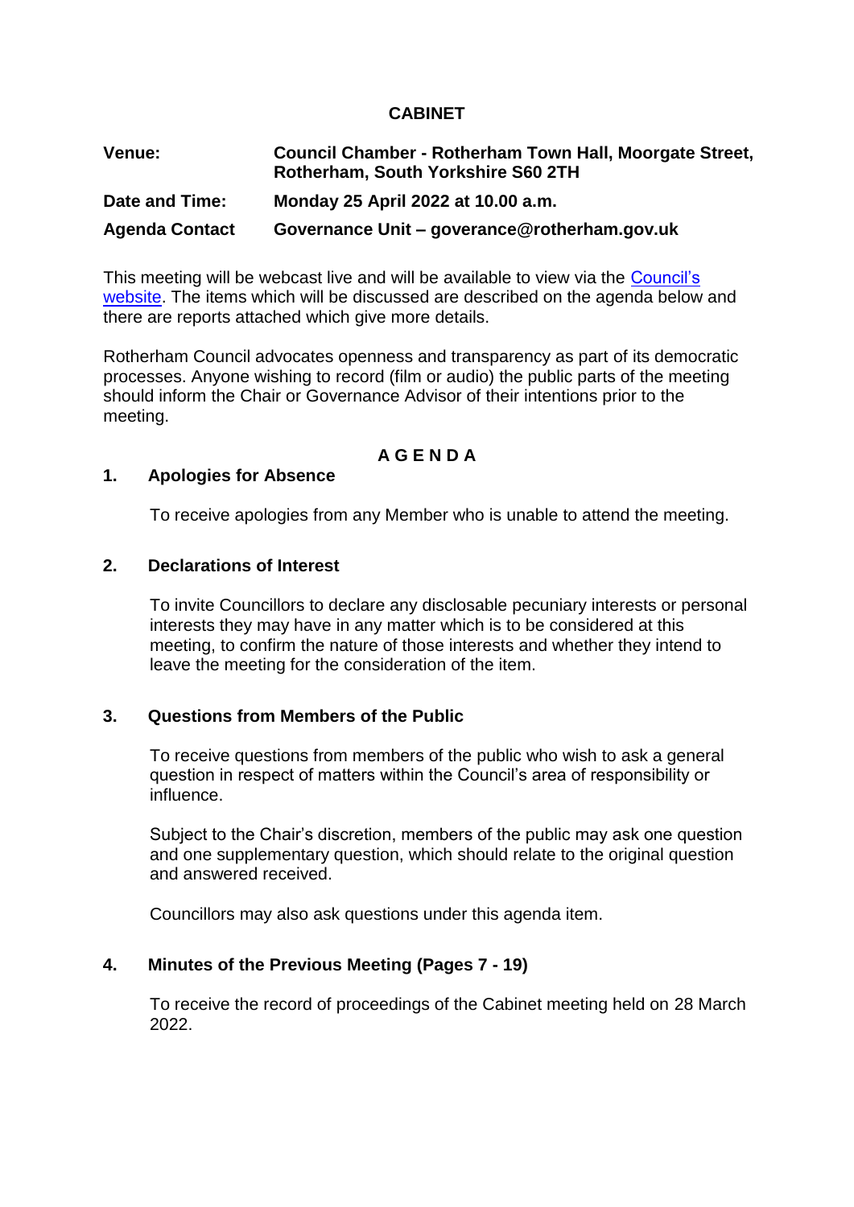# CABINET

**Venue:** Council Chamber - Rotherham Town Hall, Moorgate Street, Rotherham, South Yorkshire S60 2TH

**Date and Time:** Monday 25 April 2022 at 10.00 a.m.

**Agenda Contact** Governance Unit – goverance@rotherham.gov.uk

This meeting will be webcast live and will be available to view via the Council's website. The items which will be discussed are described on the agenda below and there are reports attached which give more details.

Rotherham Council advocates openness and transparency as part of its democratic processes. Anyone wishing to record (film or audio) the public parts of the meeting should inform the Chair or Governance Advisor of their intentions prior to the meeting.

## A G E N D A

### 1. Apologies for Absence

To receive apologies from any Member who is unable to attend the meeting.

### 2. Declarations of Interest

To invite Councillors to declare any disclosable pecuniary interests or personal interests they may have in any matter which is to be considered at this meeting, to confirm the nature of those interests and whether they intend to leave the meeting for the consideration of the item.

### 3. Questions from Members of the Public

To receive questions from members of the public who wish to ask a general question in respect of matters within the Council's area of responsibility or influence.

Subject to the Chair's discretion, members of the public may ask one question and one supplementary question, which should relate to the original question and answered received.

Councillors may also ask questions under this agenda item.

### 4. Minutes of the Previous Meeting (Pages 7 - 19)

To receive the record of proceedings of the Cabinet meeting held on 28 March 2022.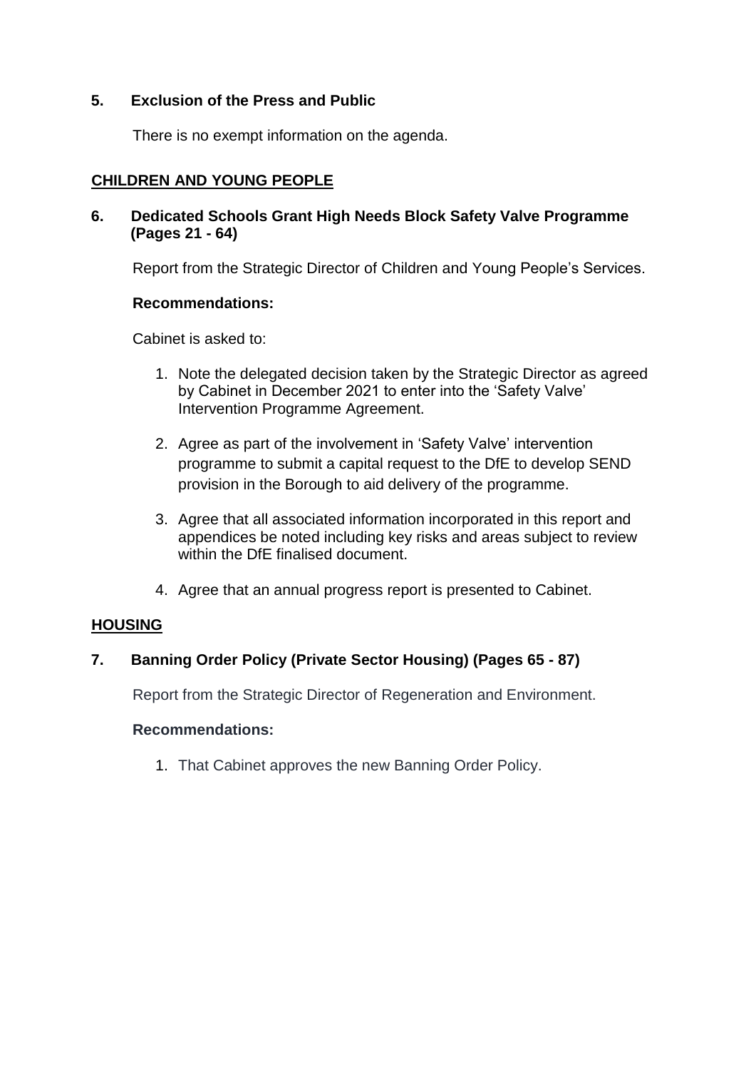## 5. Exclusion of the Press and Public

There is no exempt information on the agenda.

## CHILDREN AND YOUNG PEOPLE

## 6. Dedicated Schools Grant High Needs Block Safety Valve Programme (Pages 21 - 64)

Report from the Strategic Director of Children and Young People's Services.

**Recommendations:**

Cabinet is asked to:

1. Note the delegated decision taken by the Strategic Director as agreed by Cabinet in December 2021 to enter into the 'Safety Valve' Intervention Programme Agreement.

2. Agree as part of the involvement in 'Safety Valve' intervention programme to submit a capital request to the DfE to develop SEND provision in the Borough to aid delivery of the programme.

3. Agree that all associated information incorporated in this report and appendices be noted including key risks and areas subject to review within the DfE finalised document.

4. Agree that an annual progress report is presented to Cabinet.

## HOUSING

## 7. Banning Order Policy (Private Sector Housing) (Pages 65 - 87)

Report from the Strategic Director of Regeneration and Environment.

**Recommendations:**

1. That Cabinet approves the new Banning Order Policy.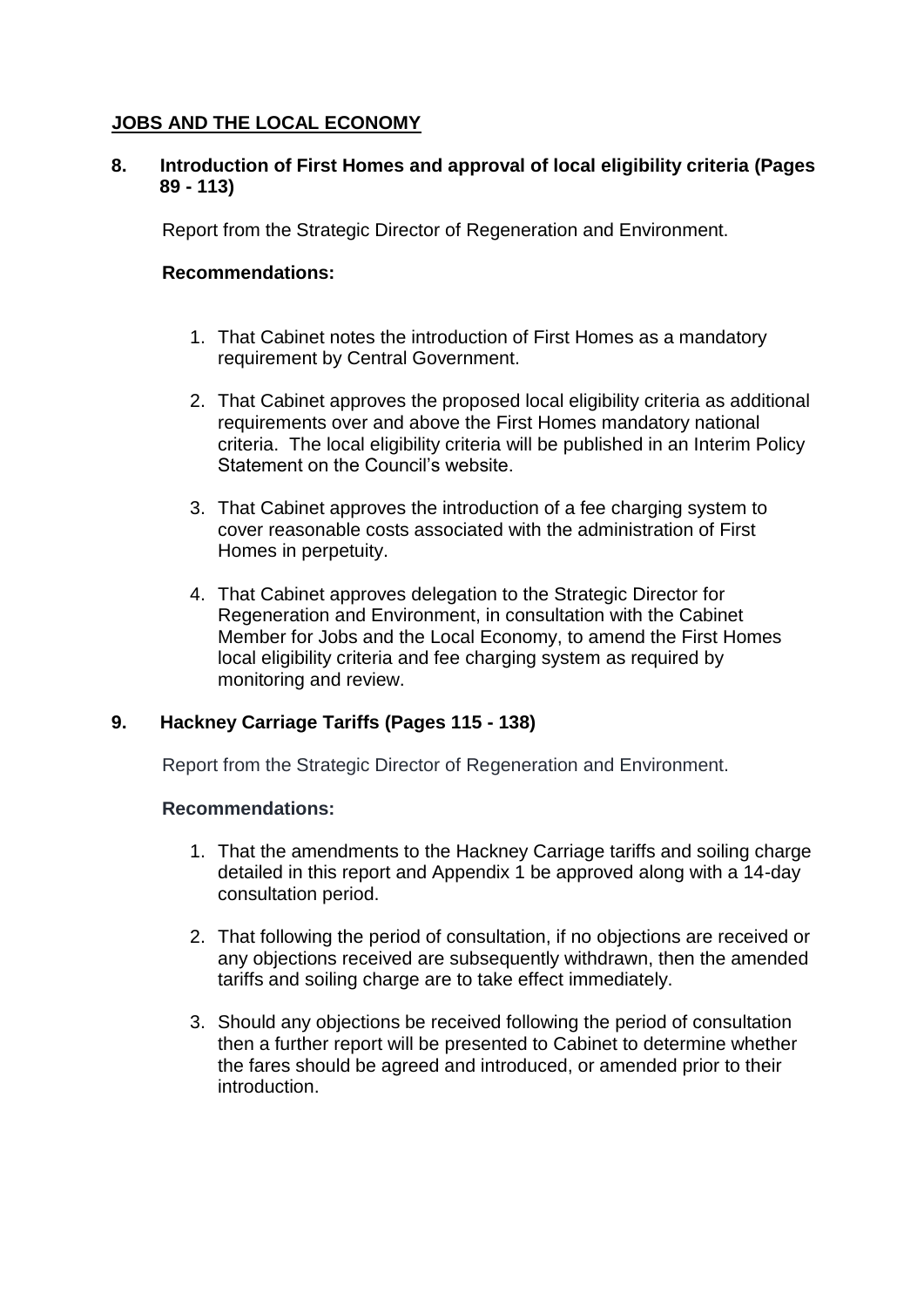## **JOBS AND THE LOCAL ECONOMY**

### 8. Introduction of First Homes and approval of local eligibility criteria (Pages 89 - 113)

Report from the Strategic Director of Regeneration and Environment.

**Recommendations:**

1. That Cabinet notes the introduction of First Homes as a mandatory requirement by Central Government.

2. That Cabinet approves the proposed local eligibility criteria as additional requirements over and above the First Homes mandatory national criteria. The local eligibility criteria will be published in an Interim Policy Statement on the Council's website.

3. That Cabinet approves the introduction of a fee charging system to cover reasonable costs associated with the administration of First Homes in perpetuity.

4. That Cabinet approves delegation to the Strategic Director for Regeneration and Environment, in consultation with the Cabinet Member for Jobs and the Local Economy, to amend the First Homes local eligibility criteria and fee charging system as required by monitoring and review.

### 9. Hackney Carriage Tariffs (Pages 115 - 138)

Report from the Strategic Director of Regeneration and Environment.

**Recommendations:**

1. That the amendments to the Hackney Carriage tariffs and soiling charge detailed in this report and Appendix 1 be approved along with a 14-day consultation period.

2. That following the period of consultation, if no objections are received or any objections received are subsequently withdrawn, then the amended tariffs and soiling charge are to take effect immediately.

3. Should any objections be received following the period of consultation then a further report will be presented to Cabinet to determine whether the fares should be agreed and introduced, or amended prior to their introduction.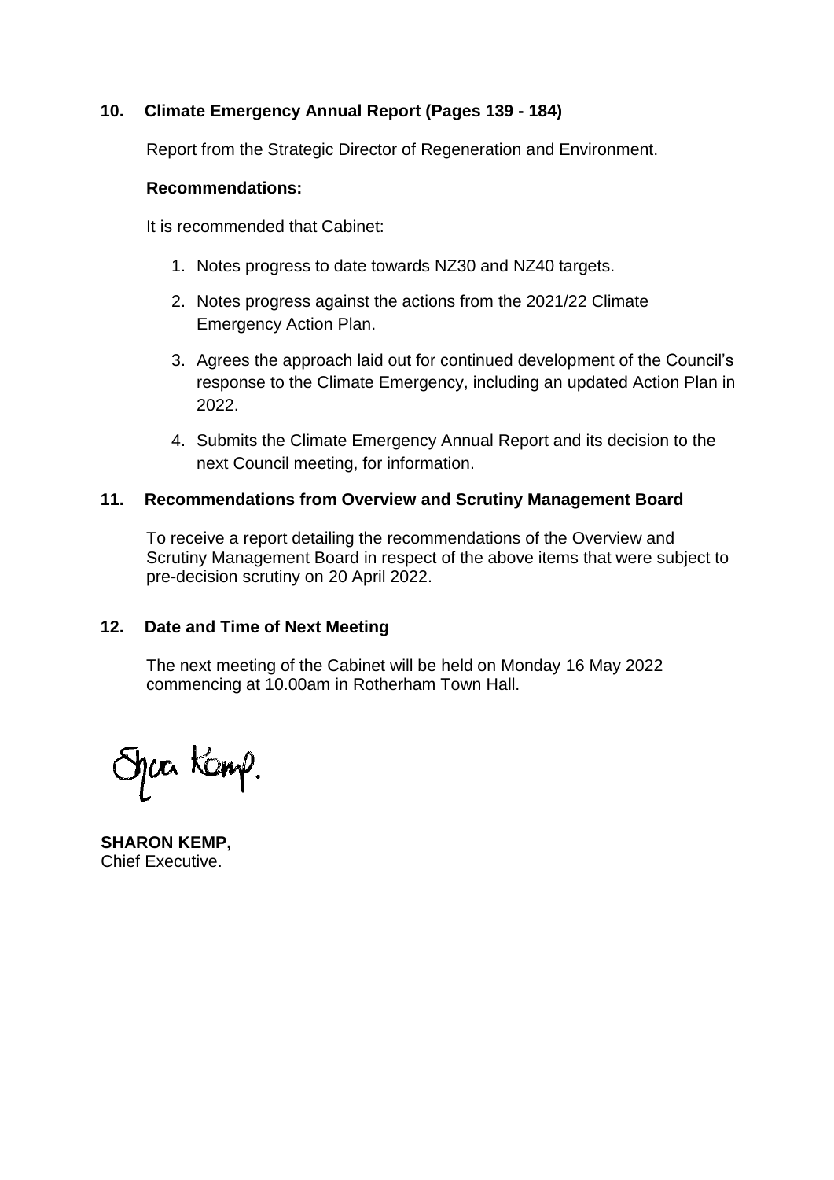## 10. Climate Emergency Annual Report (Pages 139 - 184)

Report from the Strategic Director of Regeneration and Environment.

**Recommendations:**

It is recommended that Cabinet:

1. Notes progress to date towards NZ30 and NZ40 targets.
2. Notes progress against the actions from the 2021/22 Climate Emergency Action Plan.
3. Agrees the approach laid out for continued development of the Council's response to the Climate Emergency, including an updated Action Plan in 2022.
4. Submits the Climate Emergency Annual Report and its decision to the next Council meeting, for information.

## 11. Recommendations from Overview and Scrutiny Management Board

To receive a report detailing the recommendations of the Overview and Scrutiny Management Board in respect of the above items that were subject to pre-decision scrutiny on 20 April 2022.

## 12. Date and Time of Next Meeting

The next meeting of the Cabinet will be held on Monday 16 May 2022 commencing at 10.00am in Rotherham Town Hall.

**SHARON KEMP,**
Chief Executive.